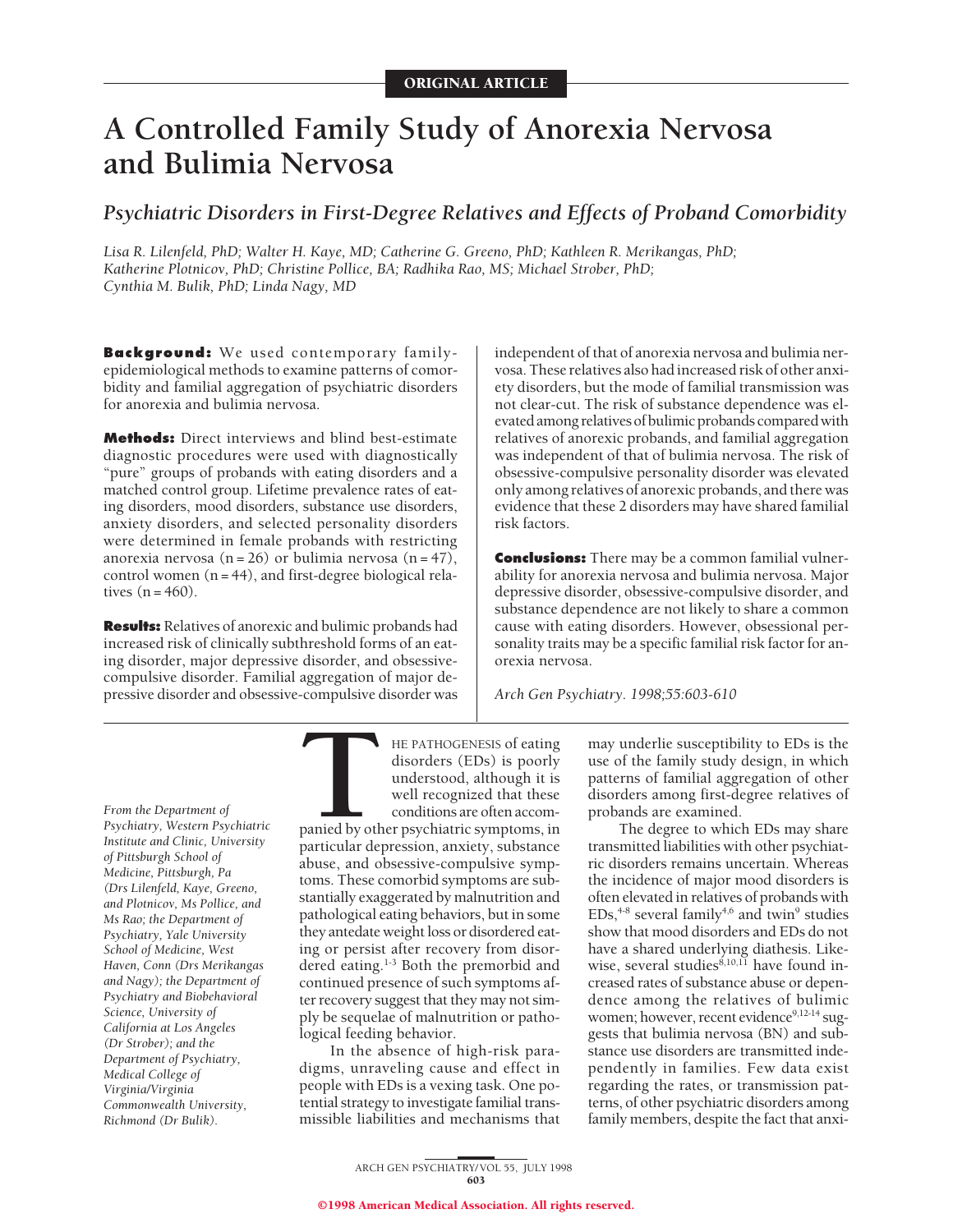ORIGINAL ARTICLE

# A Controlled Family Study of Anorexia Nervosa and Bulimia Nervosa

## *Psychiatric Disorders in First-Degree Relatives and Effects of Proband Comorbidity*

*Lisa R. Lilenfeld, PhD; Walter H. Kaye, MD; Catherine G. Greeno, PhD; Kathleen R. Merikangas, PhD; Katherine Plotnicov, PhD; Christine Pollice, BA; Radhika Rao, MS; Michael Strober, PhD; Cynthia M. Bulik, PhD; Linda Nagy, MD*

**Background:** We used contemporary family-epidemiological methods to examine patterns of comorbidity and familial aggregation of psychiatric disorders for anorexia and bulimia nervosa.

**Methods:** Direct interviews and blind best-estimate diagnostic procedures were used with diagnostically "pure" groups of probands with eating disorders and a matched control group. Lifetime prevalence rates of eating disorders, mood disorders, substance use disorders, anxiety disorders, and selected personality disorders were determined in female probands with restricting anorexia nervosa (n = 26) or bulimia nervosa (n = 47), control women (n = 44), and first-degree biological relatives (n = 460).

**Results:** Relatives of anorexic and bulimic probands had increased risk of clinically subthreshold forms of an eating disorder, major depressive disorder, and obsessive-compulsive disorder. Familial aggregation of major depressive disorder and obsessive-compulsive disorder was independent of that of anorexia nervosa and bulimia nervosa. These relatives also had increased risk of other anxiety disorders, but the mode of familial transmission was not clear-cut. The risk of substance dependence was elevated among relatives of bulimic probands compared with relatives of anorexic probands, and familial aggregation was independent of that of bulimia nervosa. The risk of obsessive-compulsive personality disorder was elevated only among relatives of anorexic probands, and there was evidence that these 2 disorders may have shared familial risk factors.

**Conclusions:** There may be a common familial vulnerability for anorexia nervosa and bulimia nervosa. Major depressive disorder, obsessive-compulsive disorder, and substance dependence are not likely to share a common cause with eating disorders. However, obsessional personality traits may be a specific familial risk factor for anorexia nervosa.

*Arch Gen Psychiatry. 1998;55:603-610*

*From the Department of Psychiatry, Western Psychiatric Institute and Clinic, University of Pittsburgh School of Medicine, Pittsburgh, Pa (Drs Lilenfeld, Kaye, Greeno, and Plotnicov, Ms Pollice, and Ms Rao; the Department of Psychiatry, Yale University School of Medicine, West Haven, Conn (Drs Merikangas and Nagy); the Department of Psychiatry and Biobehavioral Science, University of California at Los Angeles (Dr Strober); and the Department of Psychiatry, Medical College of Virginia/Virginia Commonwealth University, Richmond (Dr Bulik).*

THE PATHOGENESIS of eating disorders (EDs) is poorly understood, although it is well recognized that these conditions are often accompanied by other psychiatric symptoms, in particular depression, anxiety, substance abuse, and obsessive-compulsive symptoms. These comorbid symptoms are substantially exaggerated by malnutrition and pathological eating behaviors, but in some they antedate weight loss or disordered eating or persist after recovery from disordered eating.[1-3] Both the premorbid and continued presence of such symptoms after recovery suggest that they may not simply be sequelae of malnutrition or pathological feeding behavior.

In the absence of high-risk paradigms, unraveling cause and effect in people with EDs is a vexing task. One potential strategy to investigate familial transmissible liabilities and mechanisms that may underlie susceptibility to EDs is the use of the family study design, in which patterns of familial aggregation of other disorders among first-degree relatives of probands are examined.

The degree to which EDs may share transmitted liabilities with other psychiatric disorders remains uncertain. Whereas the incidence of major mood disorders is often elevated in relatives of probands with EDs,[4-8] several family[4,6] and twin[9] studies show that mood disorders and EDs do not have a shared underlying diathesis. Likewise, several studies[8,10,11] have found increased rates of substance abuse or dependence among the relatives of bulimic women; however, recent evidence[9,12-14] suggests that bulimia nervosa (BN) and substance use disorders are transmitted independently in families. Few data exist regarding the rates, or transmission patterns, of other psychiatric disorders among family members, despite the fact that anxi-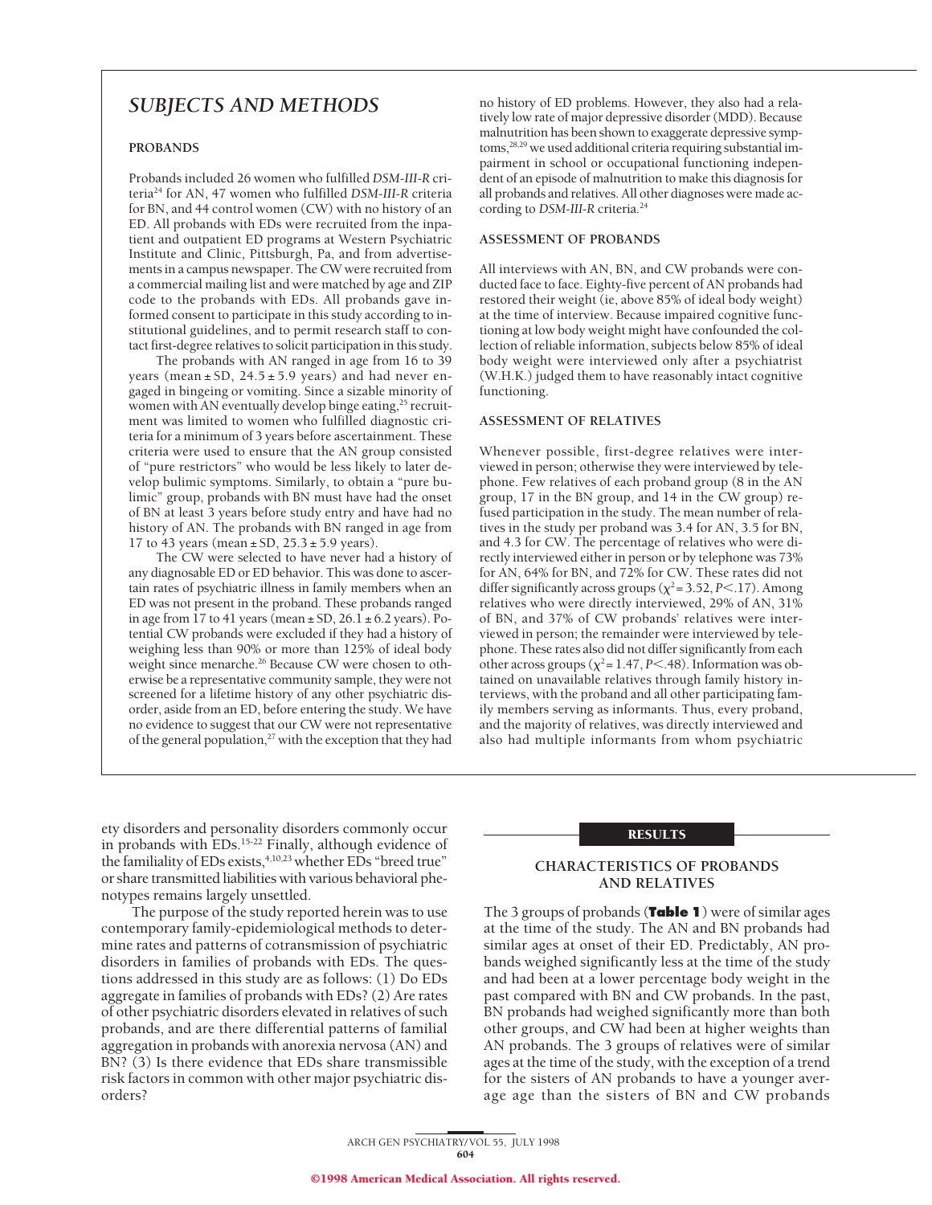## SUBJECTS AND METHODS

### PROBANDS

Probands included 26 women who fulfilled *DSM-III-R* criteria[24] for AN, 47 women who fulfilled *DSM-III-R* criteria for BN, and 44 control women (CW) with no history of an ED. All probands with EDs were recruited from the inpatient and outpatient ED programs at Western Psychiatric Institute and Clinic, Pittsburgh, Pa, and from advertisements in a campus newspaper. The CW were recruited from a commercial mailing list and were matched by age and ZIP code to the probands with EDs. All probands gave informed consent to participate in this study according to institutional guidelines, and to permit research staff to contact first-degree relatives to solicit participation in this study.

The probands with AN ranged in age from 16 to 39 years (mean ± SD, 24.5 ± 5.9 years) and had never engaged in bingeing or vomiting. Since a sizable minority of women with AN eventually develop binge eating,[25] recruitment was limited to women who fulfilled diagnostic criteria for a minimum of 3 years before ascertainment. These criteria were used to ensure that the AN group consisted of "pure restrictors" who would be less likely to later develop bulimic symptoms. Similarly, to obtain a "pure bulimic" group, probands with BN must have had the onset of BN at least 3 years before study entry and have had no history of AN. The probands with BN ranged in age from 17 to 43 years (mean ± SD, 25.3 ± 5.9 years).

The CW were selected to have never had a history of any diagnosable ED or ED behavior. This was done to ascertain rates of psychiatric illness in family members when an ED was not present in the proband. These probands ranged in age from 17 to 41 years (mean ± SD, 26.1 ± 6.2 years). Potential CW probands were excluded if they had a history of weighing less than 90% or more than 125% of ideal body weight since menarche.[26] Because CW were chosen to otherwise be a representative community sample, they were not screened for a lifetime history of any other psychiatric disorder, aside from an ED, before entering the study. We have no evidence to suggest that our CW were not representative of the general population,[27] with the exception that they had no history of ED problems. However, they also had a relatively low rate of major depressive disorder (MDD). Because malnutrition has been shown to exaggerate depressive symptoms,[28,29] we used additional criteria requiring substantial impairment in school or occupational functioning independent of an episode of malnutrition to make this diagnosis for all probands and relatives. All other diagnoses were made according to *DSM-III-R* criteria.[24]

### ASSESSMENT OF PROBANDS

All interviews with AN, BN, and CW probands were conducted face to face. Eighty-five percent of AN probands had restored their weight (ie, above 85% of ideal body weight) at the time of interview. Because impaired cognitive functioning at low body weight might have confounded the collection of reliable information, subjects below 85% of ideal body weight were interviewed only after a psychiatrist (W.H.K.) judged them to have reasonably intact cognitive functioning.

### ASSESSMENT OF RELATIVES

Whenever possible, first-degree relatives were interviewed in person; otherwise they were interviewed by telephone. Few relatives of each proband group (8 in the AN group, 17 in the BN group, and 14 in the CW group) refused participation in the study. The mean number of relatives in the study per proband was 3.4 for AN, 3.5 for BN, and 4.3 for CW. The percentage of relatives who were directly interviewed either in person or by telephone was 73% for AN, 64% for BN, and 72% for CW. These rates did not differ significantly across groups ($\chi^2 = 3.52$, $P < .17$). Among relatives who were directly interviewed, 29% of AN, 31% of BN, and 37% of CW probands' relatives were interviewed in person; the remainder were interviewed by telephone. These rates also did not differ significantly from each other across groups ($\chi^2 = 1.47$, $P < .48$). Information was obtained on unavailable relatives through family history interviews, with the proband and all other participating family members serving as informants. Thus, every proband, and the majority of relatives, was directly interviewed and also had multiple informants from whom psychiatric

ety disorders and personality disorders commonly occur in probands with EDs.[15-22] Finally, although evidence of the familiality of EDs exists,[4,10,23] whether EDs "breed true" or share transmitted liabilities with various behavioral phenotypes remains largely unsettled.

The purpose of the study reported herein was to use contemporary family-epidemiological methods to determine rates and patterns of cotransmission of psychiatric disorders in families of probands with EDs. The questions addressed in this study are as follows: (1) Do EDs aggregate in families of probands with EDs? (2) Are rates of other psychiatric disorders elevated in relatives of such probands, and are there differential patterns of familial aggregation in probands with anorexia nervosa (AN) and BN? (3) Is there evidence that EDs share transmissible risk factors in common with other major psychiatric disorders?

## RESULTS

### CHARACTERISTICS OF PROBANDS AND RELATIVES

The 3 groups of probands (**Table 1**) were of similar ages at the time of the study. The AN and BN probands had similar ages at onset of their ED. Predictably, AN probands weighed significantly less at the time of the study and had been at a lower percentage body weight in the past compared with BN and CW probands. In the past, BN probands had weighed significantly more than both other groups, and CW had been at higher weights than AN probands. The 3 groups of relatives were of similar ages at the time of the study, with the exception of a trend for the sisters of AN probands to have a younger average age than the sisters of BN and CW probands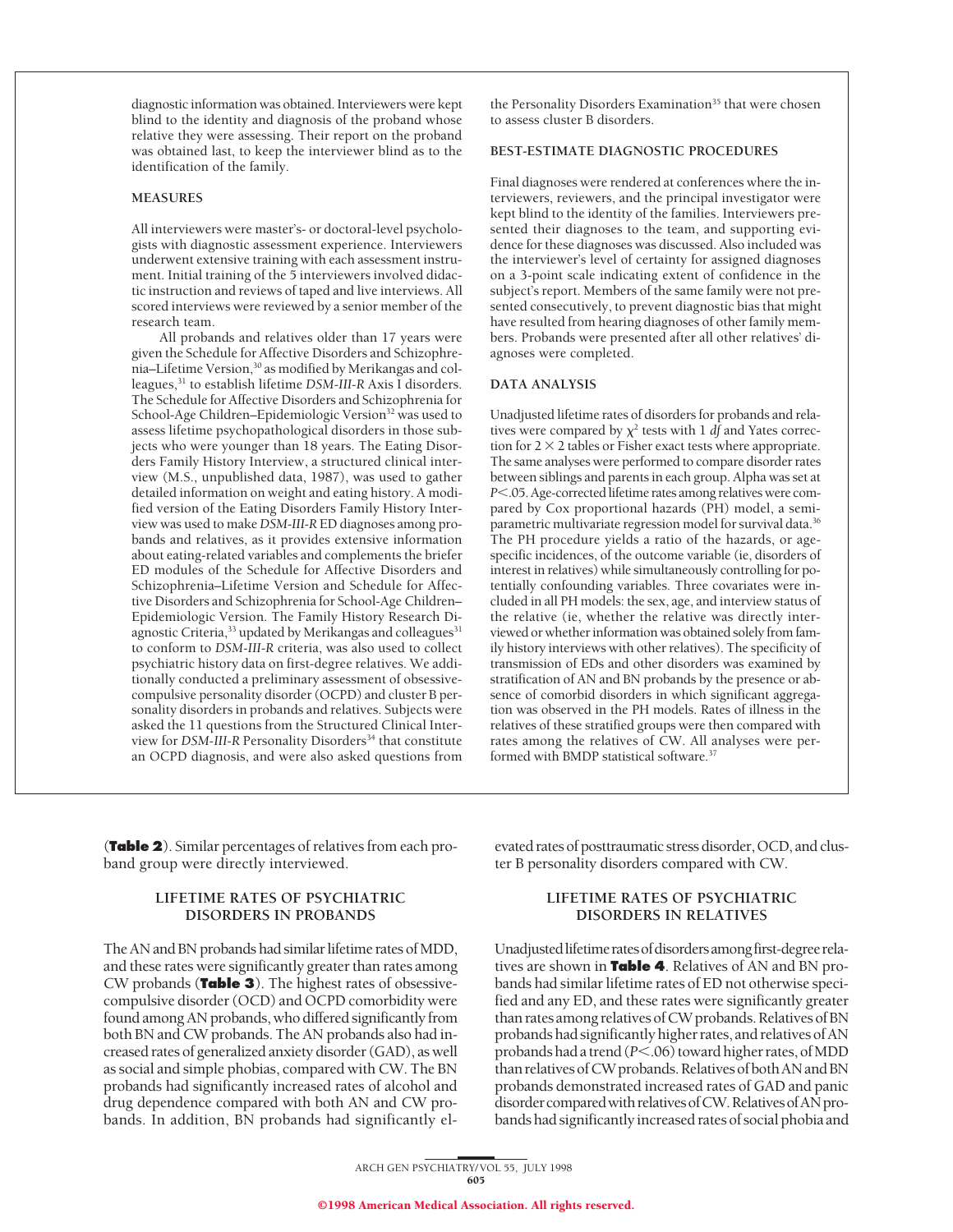diagnostic information was obtained. Interviewers were kept blind to the identity and diagnosis of the proband whose relative they were assessing. Their report on the proband was obtained last, to keep the interviewer blind as to the identification of the family.

### MEASURES

All interviewers were master's- or doctoral-level psychologists with diagnostic assessment experience. Interviewers underwent extensive training with each assessment instrument. Initial training of the 5 interviewers involved didactic instruction and reviews of taped and live interviews. All scored interviews were reviewed by a senior member of the research team.

All probands and relatives older than 17 years were given the Schedule for Affective Disorders and Schizophrenia–Lifetime Version,[30] as modified by Merikangas and colleagues,[31] to establish lifetime *DSM-III-R* Axis I disorders. The Schedule for Affective Disorders and Schizophrenia for School-Age Children–Epidemiologic Version[32] was used to assess lifetime psychopathological disorders in those subjects who were younger than 18 years. The Eating Disorders Family History Interview, a structured clinical interview (M.S., unpublished data, 1987), was used to gather detailed information on weight and eating history. A modified version of the Eating Disorders Family History Interview was used to make *DSM-III-R* ED diagnoses among probands and relatives, as it provides extensive information about eating-related variables and complements the briefer ED modules of the Schedule for Affective Disorders and Schizophrenia–Lifetime Version and Schedule for Affective Disorders and Schizophrenia for School-Age Children–Epidemiologic Version. The Family History Research Diagnostic Criteria,[33] updated by Merikangas and colleagues[31] to conform to *DSM-III-R* criteria, was also used to collect psychiatric history data on first-degree relatives. We additionally conducted a preliminary assessment of obsessive-compulsive personality disorder (OCPD) and cluster B personality disorders in probands and relatives. Subjects were asked the 11 questions from the Structured Clinical Interview for *DSM-III-R* Personality Disorders[34] that constitute an OCPD diagnosis, and were also asked questions from the Personality Disorders Examination[35] that were chosen to assess cluster B disorders.

### BEST-ESTIMATE DIAGNOSTIC PROCEDURES

Final diagnoses were rendered at conferences where the interviewers, reviewers, and the principal investigator were kept blind to the identity of the families. Interviewers presented their diagnoses to the team, and supporting evidence for these diagnoses was discussed. Also included was the interviewer's level of certainty for assigned diagnoses on a 3-point scale indicating extent of confidence in the subject's report. Members of the same family were not presented consecutively, to prevent diagnostic bias that might have resulted from hearing diagnoses of other family members. Probands were presented after all other relatives' diagnoses were completed.

### DATA ANALYSIS

Unadjusted lifetime rates of disorders for probands and relatives were compared by $\chi^2$ tests with 1 *df* and Yates correction for $2 \times 2$ tables or Fisher exact tests where appropriate. The same analyses were performed to compare disorder rates between siblings and parents in each group. Alpha was set at $P<.05$. Age-corrected lifetime rates among relatives were compared by Cox proportional hazards (PH) model, a semiparametric multivariate regression model for survival data.[36] The PH procedure yields a ratio of the hazards, or age-specific incidences, of the outcome variable (ie, disorders of interest in relatives) while simultaneously controlling for potentially confounding variables. Three covariates were included in all PH models: the sex, age, and interview status of the relative (ie, whether the relative was directly interviewed or whether information was obtained solely from family history interviews with other relatives). The specificity of transmission of EDs and other disorders was examined by stratification of AN and BN probands by the presence or absence of comorbid disorders in which significant aggregation was observed in the PH models. Rates of illness in the relatives of these stratified groups were then compared with rates among the relatives of CW. All analyses were performed with BMDP statistical software.[37]

(**Table 2**). Similar percentages of relatives from each proband group were directly interviewed.

## LIFETIME RATES OF PSYCHIATRIC DISORDERS IN PROBANDS

The AN and BN probands had similar lifetime rates of MDD, and these rates were significantly greater than rates among CW probands (**Table 3**). The highest rates of obsessive-compulsive disorder (OCD) and OCPD comorbidity were found among AN probands, who differed significantly from both BN and CW probands. The AN probands also had increased rates of generalized anxiety disorder (GAD), as well as social and simple phobias, compared with CW. The BN probands had significantly increased rates of alcohol and drug dependence compared with both AN and CW probands. In addition, BN probands had significantly elevated rates of posttraumatic stress disorder, OCD, and cluster B personality disorders compared with CW.

## LIFETIME RATES OF PSYCHIATRIC DISORDERS IN RELATIVES

Unadjusted lifetime rates of disorders among first-degree relatives are shown in **Table 4**. Relatives of AN and BN probands had similar lifetime rates of ED not otherwise specified and any ED, and these rates were significantly greater than rates among relatives of CW probands. Relatives of BN probands had significantly higher rates, and relatives of AN probands had a trend ($P<.06$) toward higher rates, of MDD than relatives of CW probands. Relatives of both AN and BN probands demonstrated increased rates of GAD and panic disorder compared with relatives of CW. Relatives of AN probands had significantly increased rates of social phobia and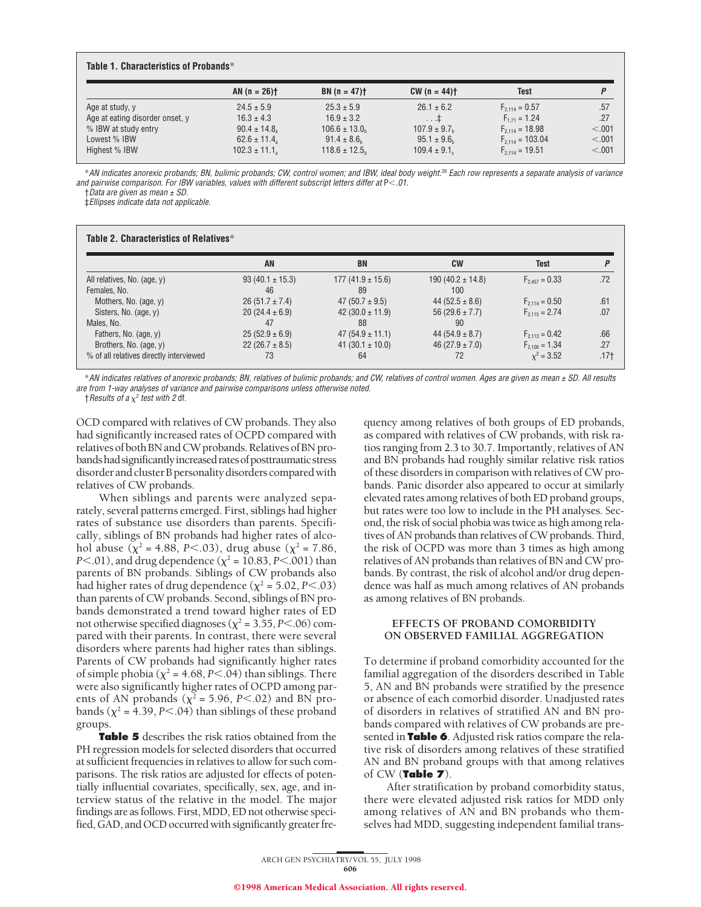**Table 1. Characteristics of Probands***

| | AN (n = 26)† | BN (n = 47)† | CW (n = 44)† | Test | P |
|---|---|---|---|---|---|
| Age at study, y | 24.5 ± 5.9 | 25.3 ± 5.9 | 26.1 ± 6.2 | $F_{2,114}$ = 0.57 | .57 |
| Age at eating disorder onset, y | 16.3 ± 4.3 | 16.9 ± 3.2 | . . .‡ | $F_{1,71}$ = 1.24 | .27 |
| % IBW at study entry | 90.4 ± $14.8_a$ | 106.6 ± $13.0_b$ | 107.9 ± $9.7_b$ | $F_{2,114}$ = 18.98 | <.001 |
| Lowest % IBW | 62.6 ± $11.4_a$ | 91.4 ± $8.6_b$ | 95.1 ± $9.6_b$ | $F_{2,114}$ = 103.04 | <.001 |
| Highest % IBW | 102.3 ± $11.1_a$ | 118.6 ± $12.5_b$ | 109.4 ± $9.1_c$ | $F_{2,114}$ = 19.51 | <.001 |

*AN indicates anorexic probands; BN, bulimic probands; CW, control women; and IBW, ideal body weight.[26] Each row represents a separate analysis of variance and pairwise comparison. For IBW variables, values with different subscript letters differ at P<.01.

†Data are given as mean ± SD.

‡Ellipses indicate data not applicable.

**Table 2. Characteristics of Relatives***

| | AN | BN | CW | Test | P |
|---|---|---|---|---|---|
| All relatives, No. (age, y) | 93 (40.1 ± 15.3) | 177 (41.9 ± 15.6) | 190 (40.2 ± 14.8) | $F_{2,457}$ = 0.33 | .72 |
| Females, No. | 46 | 89 | 100 | | |
| Mothers, No. (age, y) | 26 (51.7 ± 7.4) | 47 (50.7 ± 9.5) | 44 (52.5 ± 8.6) | $F_{2,114}$ = 0.50 | .61 |
| Sisters, No. (age, y) | 20 (24.4 ± 6.9) | 42 (30.0 ± 11.9) | 56 (29.6 ± 7.7) | $F_{2,115}$ = 2.74 | .07 |
| Males, No. | 47 | 88 | 90 | | |
| Fathers, No. (age, y) | 25 (52.9 ± 6.9) | 47 (54.9 ± 11.1) | 44 (54.9 ± 8.7) | $F_{2,113}$ = 0.42 | .66 |
| Brothers, No. (age, y) | 22 (26.7 ± 8.5) | 41 (30.1 ± 10.0) | 46 (27.9 ± 7.0) | $F_{2,106}$ = 1.34 | .27 |
| % of all relatives directly interviewed | 73 | 64 | 72 | $\chi^2$ = 3.52 | .17† |

*AN indicates relatives of anorexic probands; BN, relatives of bulimic probands; and CW, relatives of control women. Ages are given as mean ± SD. All results are from 1-way analyses of variance and pairwise comparisons unless otherwise noted.

†Results of a $\chi^2$ test with 2 df.

OCD compared with relatives of CW probands. They also had significantly increased rates of OCPD compared with relatives of both BN and CW probands. Relatives of BN probands had significantly increased rates of posttraumatic stress disorder and cluster B personality disorders compared with relatives of CW probands.

When siblings and parents were analyzed separately, several patterns emerged. First, siblings had higher rates of substance use disorders than parents. Specifically, siblings of BN probands had higher rates of alcohol abuse ($\chi^2$ = 4.88, $P<.03$), drug abuse ($\chi^2$ = 7.86, $P<.01$), and drug dependence ($\chi^2$ = 10.83, $P<.001$) than parents of BN probands. Siblings of CW probands also had higher rates of drug dependence ($\chi^2$ = 5.02, $P<.03$) than parents of CW probands. Second, siblings of BN probands demonstrated a trend toward higher rates of ED not otherwise specified diagnoses ($\chi^2$ = 3.55, $P<.06$) compared with their parents. In contrast, there were several disorders where parents had higher rates than siblings. Parents of CW probands had significantly higher rates of simple phobia ($\chi^2$ = 4.68, $P<.04$) than siblings. There were also significantly higher rates of OCPD among parents of AN probands ($\chi^2$ = 5.96, $P<.02$) and BN probands ($\chi^2$ = 4.39, $P<.04$) than siblings of these proband groups.

**Table 5** describes the risk ratios obtained from the PH regression models for selected disorders that occurred at sufficient frequencies in relatives to allow for such comparisons. The risk ratios are adjusted for effects of potentially influential covariates, specifically, sex, age, and interview status of the relative in the model. The major findings are as follows. First, MDD, ED not otherwise specified, GAD, and OCD occurred with significantly greater frequency among relatives of both groups of ED probands, as compared with relatives of CW probands, with risk ratios ranging from 2.3 to 30.7. Importantly, relatives of AN and BN probands had roughly similar relative risk ratios of these disorders in comparison with relatives of CW probands. Panic disorder also appeared to occur at similarly elevated rates among relatives of both ED proband groups, but rates were too low to include in the PH analyses. Second, the risk of social phobia was twice as high among relatives of AN probands than relatives of CW probands. Third, the risk of OCPD was more than 3 times as high among relatives of AN probands than relatives of BN and CW probands. By contrast, the risk of alcohol and/or drug dependence was half as much among relatives of AN probands as among relatives of BN probands.

## EFFECTS OF PROBAND COMORBIDITY ON OBSERVED FAMILIAL AGGREGATION

To determine if proband comorbidity accounted for the familial aggregation of the disorders described in Table 5, AN and BN probands were stratified by the presence or absence of each comorbid disorder. Unadjusted rates of disorders in relatives of stratified AN and BN probands compared with relatives of CW probands are presented in **Table 6**. Adjusted risk ratios compare the relative risk of disorders among relatives of these stratified AN and BN proband groups with that among relatives of CW (**Table 7**).

After stratification by proband comorbidity status, there were elevated adjusted risk ratios for MDD only among relatives of AN and BN probands who themselves had MDD, suggesting independent familial trans-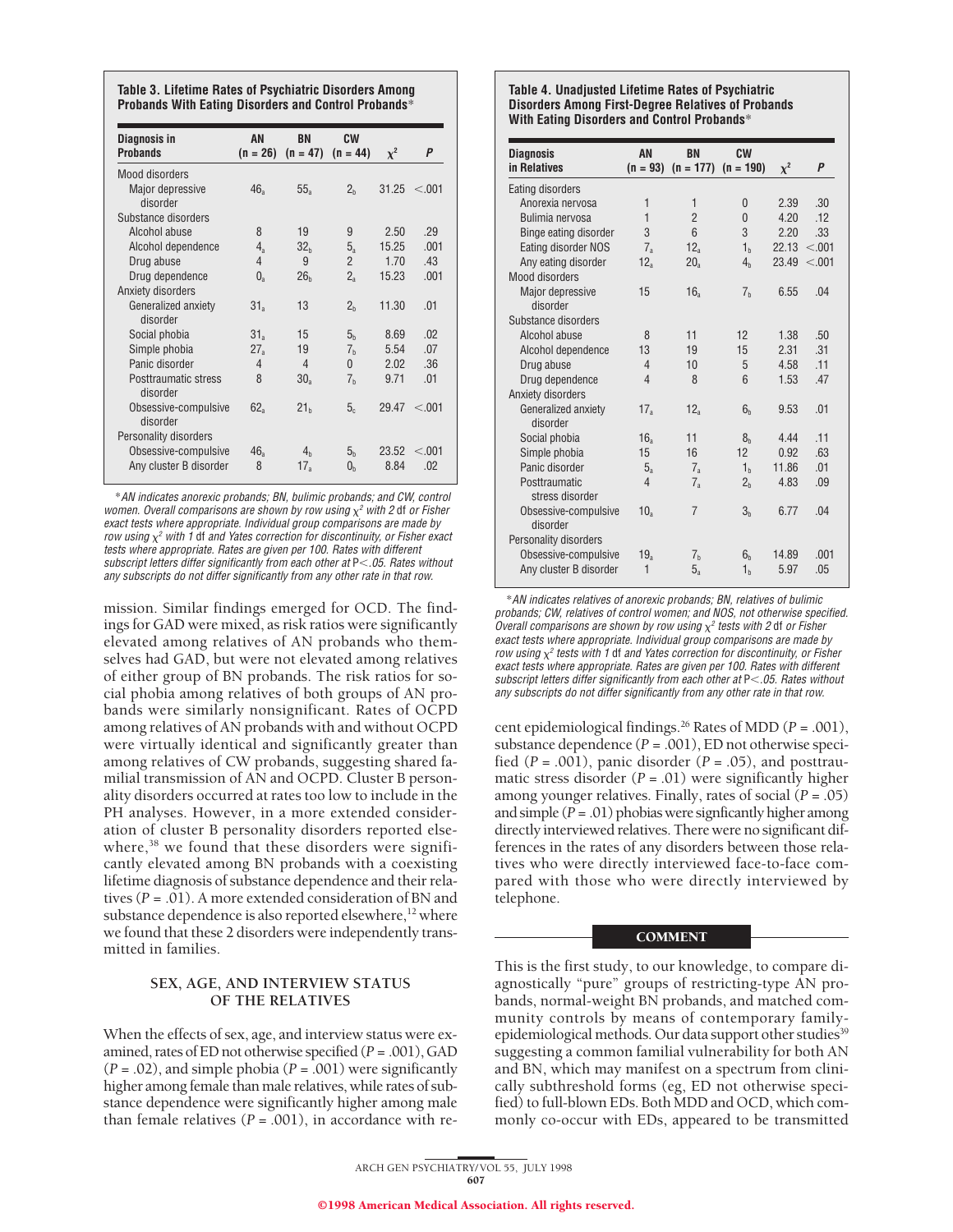**Table 3. Lifetime Rates of Psychiatric Disorders Among Probands With Eating Disorders and Control Probands***

| Diagnosis in Probands | AN (n = 26) | BN (n = 47) | CW (n = 44) | $\chi^2$ | P |
|---|---|---|---|---|---|
| Mood disorders | | | | | |
| Major depressive disorder | $46_a$ | $55_a$ | $2_b$ | 31.25 | <.001 |
| Substance disorders | | | | | |
| Alcohol abuse | 8 | 19 | 9 | 2.50 | .29 |
| Alcohol dependence | $4_a$ | $32_b$ | $5_a$ | 15.25 | .001 |
| Drug abuse | 4 | 9 | 2 | 1.70 | .43 |
| Drug dependence | $0_a$ | $26_b$ | $2_a$ | 15.23 | .001 |
| Anxiety disorders | | | | | |
| Generalized anxiety disorder | $31_a$ | 13 | $2_b$ | 11.30 | .01 |
| Social phobia | $31_a$ | 15 | $5_b$ | 8.69 | .02 |
| Simple phobia | $27_a$ | 19 | $7_b$ | 5.54 | .07 |
| Panic disorder | 4 | 4 | 0 | 2.02 | .36 |
| Posttraumatic stress disorder | 8 | $30_a$ | $7_b$ | 9.71 | .01 |
| Obsessive-compulsive disorder | $62_a$ | $21_b$ | $5_c$ | 29.47 | <.001 |
| Personality disorders | | | | | |
| Obsessive-compulsive | $46_a$ | $4_b$ | $5_b$ | 23.52 | <.001 |
| Any cluster B disorder | 8 | $17_a$ | $0_b$ | 8.84 | .02 |

*AN indicates anorexic probands; BN, bulimic probands; and CW, control women. Overall comparisons are shown by row using $\chi^2$ with 2 df or Fisher exact tests where appropriate. Individual group comparisons are made by row using $\chi^2$ with 1 df and Yates correction for discontinuity, or Fisher exact tests where appropriate. Rates are given per 100. Rates with different subscript letters differ significantly from each other at $P<.05$. Rates without any subscripts do not differ significantly from any other rate in that row.

mission. Similar findings emerged for OCD. The findings for GAD were mixed, as risk ratios were significantly elevated among relatives of AN probands who themselves had GAD, but were not elevated among relatives of either group of BN probands. The risk ratios for social phobia among relatives of both groups of AN probands were similarly nonsignificant. Rates of OCPD among relatives of AN probands with and without OCPD were virtually identical and significantly greater than among relatives of CW probands, suggesting shared familial transmission of AN and OCPD. Cluster B personality disorders occurred at rates too low to include in the PH analyses. However, in a more extended consideration of cluster B personality disorders reported elsewhere,[38] we found that these disorders were significantly elevated among BN probands with a coexisting lifetime diagnosis of substance dependence and their relatives ($P = .01$). A more extended consideration of BN and substance dependence is also reported elsewhere,[12] where we found that these 2 disorders were independently transmitted in families.

### SEX, AGE, AND INTERVIEW STATUS OF THE RELATIVES

When the effects of sex, age, and interview status were examined, rates of ED not otherwise specified ($P = .001$), GAD ($P = .02$), and simple phobia ($P = .001$) were significantly higher among female than male relatives, while rates of substance dependence were significantly higher among male than female relatives ($P = .001$), in accordance with recent epidemiological findings.[26] Rates of MDD ($P = .001$), substance dependence ($P = .001$), ED not otherwise specified ($P = .001$), panic disorder ($P = .05$), and posttraumatic stress disorder ($P = .01$) were significantly higher among younger relatives. Finally, rates of social ($P = .05$) and simple ($P = .01$) phobias were signficantly higher among directly interviewed relatives. There were no significant differences in the rates of any disorders between those relatives who were directly interviewed face-to-face compared with those who were directly interviewed by telephone.

**Table 4. Unadjusted Lifetime Rates of Psychiatric Disorders Among First-Degree Relatives of Probands With Eating Disorders and Control Probands***

| Diagnosis in Relatives | AN (n = 93) | BN (n = 177) | CW (n = 190) | $\chi^2$ | P |
|---|---|---|---|---|---|
| Eating disorders | | | | | |
| Anorexia nervosa | 1 | 1 | 0 | 2.39 | .30 |
| Bulimia nervosa | 1 | 2 | 0 | 4.20 | .12 |
| Binge eating disorder | 3 | 6 | 3 | 2.20 | .33 |
| Eating disorder NOS | $7_a$ | $12_a$ | $1_b$ | 22.13 | <.001 |
| Any eating disorder | $12_a$ | $20_a$ | $4_b$ | 23.49 | <.001 |
| Mood disorders | | | | | |
| Major depressive disorder | 15 | $16_a$ | $7_b$ | 6.55 | .04 |
| Substance disorders | | | | | |
| Alcohol abuse | 8 | 11 | 12 | 1.38 | .50 |
| Alcohol dependence | 13 | 19 | 15 | 2.31 | .31 |
| Drug abuse | 4 | 10 | 5 | 4.58 | .11 |
| Drug dependence | 4 | 8 | 6 | 1.53 | .47 |
| Anxiety disorders | | | | | |
| Generalized anxiety disorder | $17_a$ | $12_a$ | $6_b$ | 9.53 | .01 |
| Social phobia | $16_a$ | 11 | $8_b$ | 4.44 | .11 |
| Simple phobia | 15 | 16 | 12 | 0.92 | .63 |
| Panic disorder | $5_a$ | $7_a$ | $1_b$ | 11.86 | .01 |
| Posttraumatic stress disorder | 4 | $7_a$ | $2_b$ | 4.83 | .09 |
| Obsessive-compulsive disorder | $10_a$ | 7 | $3_b$ | 6.77 | .04 |
| Personality disorders | | | | | |
| Obsessive-compulsive | $19_a$ | $7_b$ | $6_b$ | 14.89 | .001 |
| Any cluster B disorder | 1 | $5_a$ | $1_b$ | 5.97 | .05 |

*AN indicates relatives of anorexic probands; BN, relatives of bulimic probands; CW, relatives of control women; and NOS, not otherwise specified. Overall comparisons are shown by row using $\chi^2$ tests with 2 df or Fisher exact tests where appropriate. Individual group comparisons are made by row using $\chi^2$ tests with 1 df and Yates correction for discontinuity, or Fisher exact tests where appropriate. Rates are given per 100. Rates with different subscript letters differ significantly from each other at $P<.05$. Rates without any subscripts do not differ significantly from any other rate in that row.

## COMMENT

This is the first study, to our knowledge, to compare diagnostically "pure" groups of restricting-type AN probands, normal-weight BN probands, and matched community controls by means of contemporary family-epidemiological methods. Our data support other studies[39] suggesting a common familial vulnerability for both AN and BN, which may manifest on a spectrum from clinically subthreshold forms (eg, ED not otherwise specified) to full-blown EDs. Both MDD and OCD, which commonly co-occur with EDs, appeared to be transmitted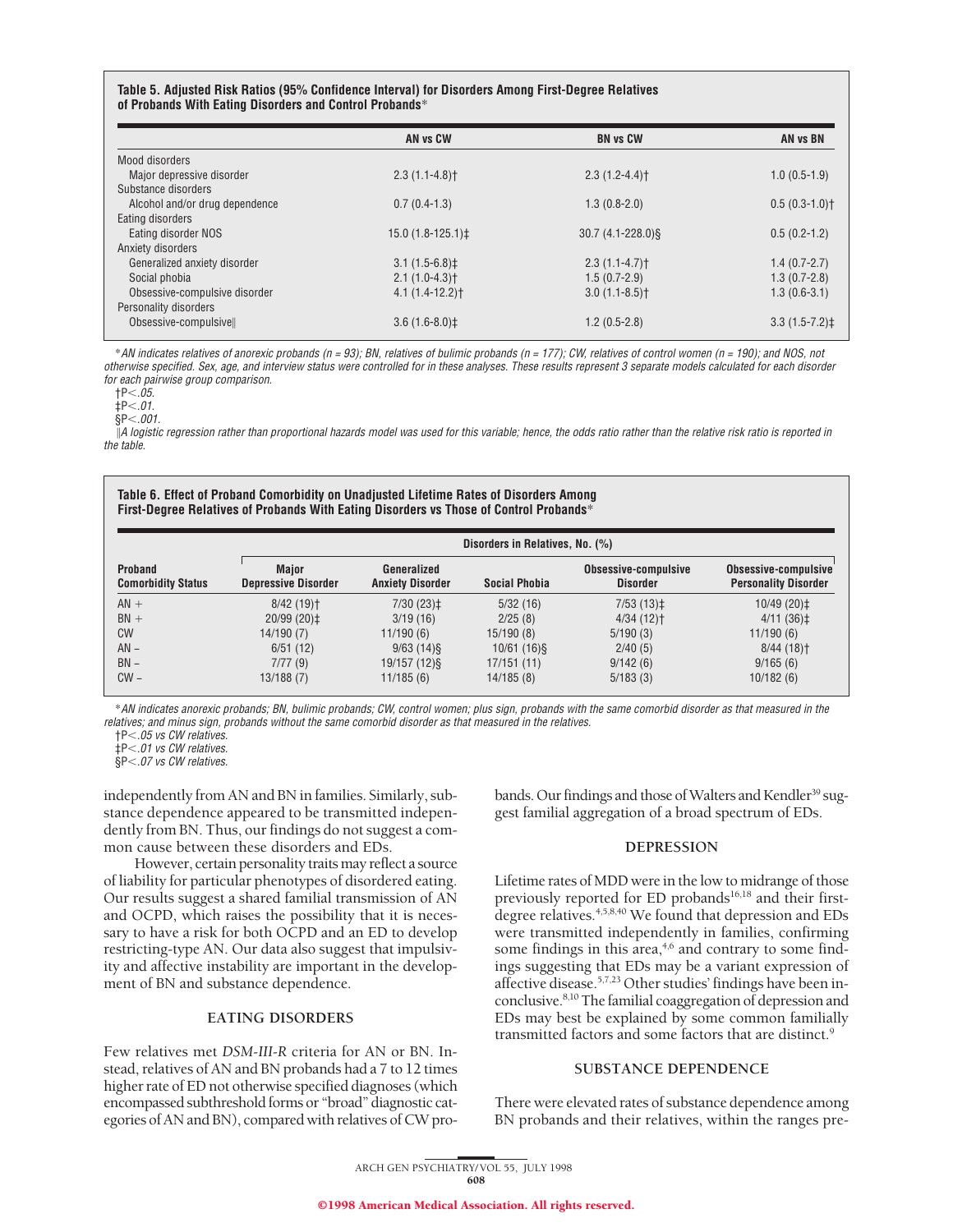**Table 5. Adjusted Risk Ratios (95% Confidence Interval) for Disorders Among First-Degree Relatives of Probands With Eating Disorders and Control Probands***

| | AN vs CW | BN vs CW | AN vs BN |
|---|---|---|---|
| Mood disorders | | | |
| Major depressive disorder | 2.3 (1.1-4.8)† | 2.3 (1.2-4.4)† | 1.0 (0.5-1.9) |
| Substance disorders | | | |
| Alcohol and/or drug dependence | 0.7 (0.4-1.3) | 1.3 (0.8-2.0) | 0.5 (0.3-1.0)† |
| Eating disorders | | | |
| Eating disorder NOS | 15.0 (1.8-125.1)‡ | 30.7 (4.1-228.0)§ | 0.5 (0.2-1.2) |
| Anxiety disorders | | | |
| Generalized anxiety disorder | 3.1 (1.5-6.8)‡ | 2.3 (1.1-4.7)† | 1.4 (0.7-2.7) |
| Social phobia | 2.1 (1.0-4.3)† | 1.5 (0.7-2.9) | 1.3 (0.7-2.8) |
| Obsessive-compulsive disorder | 4.1 (1.4-12.2)† | 3.0 (1.1-8.5)† | 1.3 (0.6-3.1) |
| Personality disorders | | | |
| Obsessive-compulsive‖ | 3.6 (1.6-8.0)‡ | 1.2 (0.5-2.8) | 3.3 (1.5-7.2)‡ |

*AN indicates relatives of anorexic probands (n = 93); BN, relatives of bulimic probands (n = 177); CW, relatives of control women (n = 190); and NOS, not otherwise specified. Sex, age, and interview status were controlled for in these analyses. These results represent 3 separate models calculated for each disorder for each pairwise group comparison.

†P<.05.

‡P<.01.

§P<.001.

‖A logistic regression rather than proportional hazards model was used for this variable; hence, the odds ratio rather than the relative risk ratio is reported in the table.

**Table 6. Effect of Proband Comorbidity on Unadjusted Lifetime Rates of Disorders Among First-Degree Relatives of Probands With Eating Disorders vs Those of Control Probands***

| | Disorders in Relatives, No. (%) | | | | |
|---|---|---|---|---|---|
| Proband Comorbidity Status | Major Depressive Disorder | Generalized Anxiety Disorder | Social Phobia | Obsessive-compulsive Disorder | Obsessive-compulsive Personality Disorder |
| AN + | 8/42 (19)† | 7/30 (23)‡ | 5/32 (16) | 7/53 (13)‡ | 10/49 (20)‡ |
| BN + | 20/99 (20)‡ | 3/19 (16) | 2/25 (8) | 4/34 (12)† | 4/11 (36)‡ |
| CW | 14/190 (7) | 11/190 (6) | 15/190 (8) | 5/190 (3) | 11/190 (6) |
| AN − | 6/51 (12) | 9/63 (14)§ | 10/61 (16)§ | 2/40 (5) | 8/44 (18)† |
| BN − | 7/77 (9) | 19/157 (12)§ | 17/151 (11) | 9/142 (6) | 9/165 (6) |
| CW − | 13/188 (7) | 11/185 (6) | 14/185 (8) | 5/183 (3) | 10/182 (6) |

*AN indicates anorexic probands; BN, bulimic probands; CW, control women; plus sign, probands with the same comorbid disorder as that measured in the relatives; and minus sign, probands without the same comorbid disorder as that measured in the relatives.

†P<.05 vs CW relatives.

‡P<.01 vs CW relatives.

§P<.07 vs CW relatives.

independently from AN and BN in families. Similarly, substance dependence appeared to be transmitted independently from BN. Thus, our findings do not suggest a common cause between these disorders and EDs.

However, certain personality traits may reflect a source of liability for particular phenotypes of disordered eating. Our results suggest a shared familial transmission of AN and OCPD, which raises the possibility that it is necessary to have a risk for both OCPD and an ED to develop restricting-type AN. Our data also suggest that impulsivity and affective instability are important in the development of BN and substance dependence.

### EATING DISORDERS

Few relatives met *DSM-III-R* criteria for AN or BN. Instead, relatives of AN and BN probands had a 7 to 12 times higher rate of ED not otherwise specified diagnoses (which encompassed subthreshold forms or "broad" diagnostic categories of AN and BN), compared with relatives of CW probands. Our findings and those of Walters and Kendler[39] suggest familial aggregation of a broad spectrum of EDs.

### DEPRESSION

Lifetime rates of MDD were in the low to midrange of those previously reported for ED probands[16,18] and their first-degree relatives.[4,5,8,40] We found that depression and EDs were transmitted independently in families, confirming some findings in this area,[4,6] and contrary to some findings suggesting that EDs may be a variant expression of affective disease.[5,7,23] Other studies' findings have been inconclusive.[8,10] The familial coaggregation of depression and EDs may best be explained by some common familially transmitted factors and some factors that are distinct.[9]

### SUBSTANCE DEPENDENCE

There were elevated rates of substance dependence among BN probands and their relatives, within the ranges pre-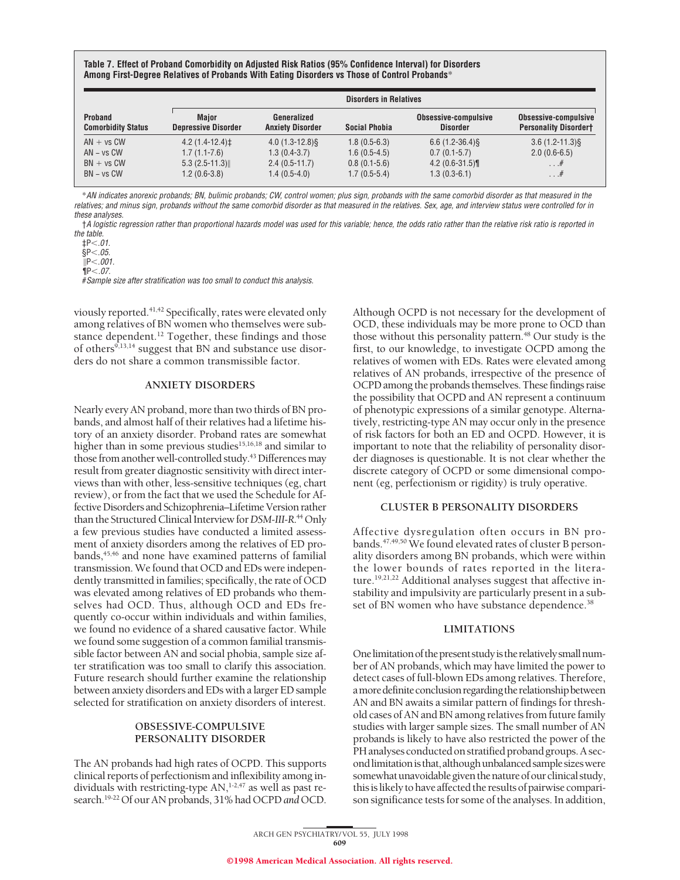**Table 7. Effect of Proband Comorbidity on Adjusted Risk Ratios (95% Confidence Interval) for Disorders Among First-Degree Relatives of Probands With Eating Disorders vs Those of Control Probands***

| Proband Comorbidity Status | Disorders in Relatives | | | | |
|---|---|---|---|---|---|
| | Major Depressive Disorder | Generalized Anxiety Disorder | Social Phobia | Obsessive-compulsive Disorder | Obsessive-compulsive Personality Disorder† |
| AN + vs CW | 4.2 (1.4-12.4)‡ | 4.0 (1.3-12.8)§ | 1.8 (0.5-6.3) | 6.6 (1.2-36.4)§ | 3.6 (1.2-11.3)§ |
| AN − vs CW | 1.7 (1.1-7.6) | 1.3 (0.4-3.7) | 1.6 (0.5-4.5) | 0.7 (0.1-5.7) | 2.0 (0.6-6.5) |
| BN + vs CW | 5.3 (2.5-11.3)‖ | 2.4 (0.5-11.7) | 0.8 (0.1-5.6) | 4.2 (0.6-31.5)¶ | . . .# |
| BN − vs CW | 1.2 (0.6-3.8) | 1.4 (0.5-4.0) | 1.7 (0.5-5.4) | 1.3 (0.3-6.1) | . . .# |

*AN indicates anorexic probands; BN, bulimic probands; CW, control women; plus sign, probands with the same comorbid disorder as that measured in the relatives; and minus sign, probands without the same comorbid disorder as that measured in the relatives. Sex, age, and interview status were controlled for in these analyses.

†A logistic regression rather than proportional hazards model was used for this variable; hence, the odds ratio rather than the relative risk ratio is reported in the table.

‡$P<.01$.

§$P<.05$.

‖$P<.001$.

¶$P<.07$.

#Sample size after stratification was too small to conduct this analysis.

viously reported.[41,42] Specifically, rates were elevated only among relatives of BN women who themselves were substance dependent.[12] Together, these findings and those of others[9,13,14] suggest that BN and substance use disorders do not share a common transmissible factor.

## ANXIETY DISORDERS

Nearly every AN proband, more than two thirds of BN probands, and almost half of their relatives had a lifetime history of an anxiety disorder. Proband rates are somewhat higher than in some previous studies[15,16,18] and similar to those from another well-controlled study.[43] Differences may result from greater diagnostic sensitivity with direct interviews than with other, less-sensitive techniques (eg, chart review), or from the fact that we used the Schedule for Affective Disorders and Schizophrenia–Lifetime Version rather than the Structured Clinical Interview for *DSM-III-R*.[44] Only a few previous studies have conducted a limited assessment of anxiety disorders among the relatives of ED probands,[45,46] and none have examined patterns of familial transmission. We found that OCD and EDs were independently transmitted in families; specifically, the rate of OCD was elevated among relatives of ED probands who themselves had OCD. Thus, although OCD and EDs frequently co-occur within individuals and within families, we found no evidence of a shared causative factor. While we found some suggestion of a common familial transmissible factor between AN and social phobia, sample size after stratification was too small to clarify this association. Future research should further examine the relationship between anxiety disorders and EDs with a larger ED sample selected for stratification on anxiety disorders of interest.

## OBSESSIVE-COMPULSIVE PERSONALITY DISORDER

The AN probands had high rates of OCPD. This supports clinical reports of perfectionism and inflexibility among individuals with restricting-type AN,[1-2,47] as well as past research.[19-22] Of our AN probands, 31% had OCPD *and* OCD. Although OCPD is not necessary for the development of OCD, these individuals may be more prone to OCD than those without this personality pattern.[48] Our study is the first, to our knowledge, to investigate OCPD among the relatives of women with EDs. Rates were elevated among relatives of AN probands, irrespective of the presence of OCPD among the probands themselves. These findings raise the possibility that OCPD and AN represent a continuum of phenotypic expressions of a similar genotype. Alternatively, restricting-type AN may occur only in the presence of risk factors for both an ED and OCPD. However, it is important to note that the reliability of personality disorder diagnoses is questionable. It is not clear whether the discrete category of OCPD or some dimensional component (eg, perfectionism or rigidity) is truly operative.

## CLUSTER B PERSONALITY DISORDERS

Affective dysregulation often occurs in BN probands.[47,49,50] We found elevated rates of cluster B personality disorders among BN probands, which were within the lower bounds of rates reported in the literature.[19,21,22] Additional analyses suggest that affective instability and impulsivity are particularly present in a subset of BN women who have substance dependence.[38]

## LIMITATIONS

One limitation of the present study is the relatively small number of AN probands, which may have limited the power to detect cases of full-blown EDs among relatives. Therefore, a more definite conclusion regarding the relationship between AN and BN awaits a similar pattern of findings for threshold cases of AN and BN among relatives from future family studies with larger sample sizes. The small number of AN probands is likely to have also restricted the power of the PH analyses conducted on stratified proband groups. A second limitation is that, although unbalanced sample sizes were somewhat unavoidable given the nature of our clinical study, this is likely to have affected the results of pairwise comparison significance tests for some of the analyses. In addition,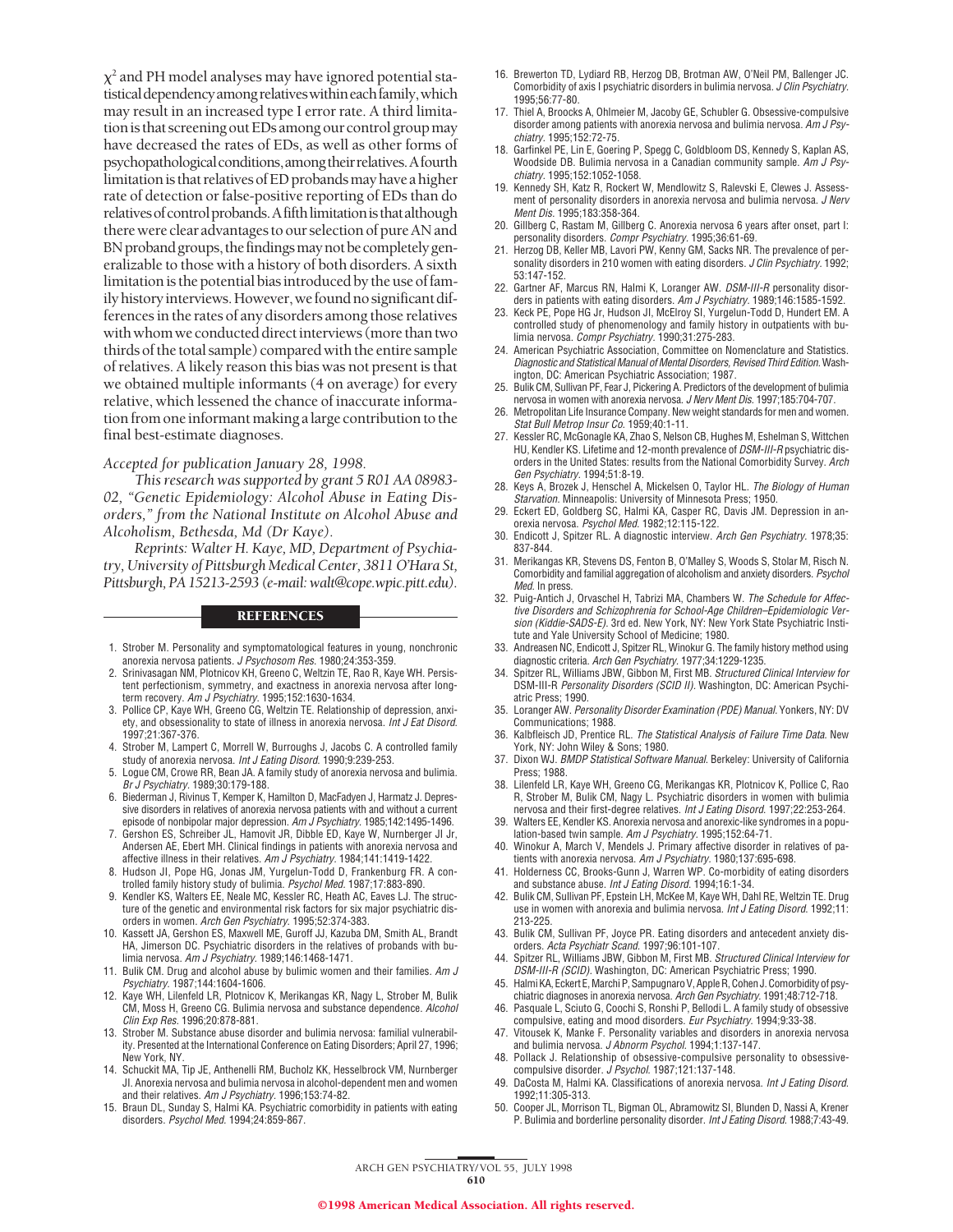$\chi^2$ and PH model analyses may have ignored potential statistical dependency among relatives within each family, which may result in an increased type I error rate. A third limitation is that screening out EDs among our control group may have decreased the rates of EDs, as well as other forms of psychopathological conditions, among their relatives. A fourth limitation is that relatives of ED probands may have a higher rate of detection or false-positive reporting of EDs than do relatives of control probands. A fifth limitation is that although there were clear advantages to our selection of pure AN and BN proband groups, the findings may not be completely generalizable to those with a history of both disorders. A sixth limitation is the potential bias introduced by the use of family history interviews. However, we found no significant differences in the rates of any disorders among those relatives with whom we conducted direct interviews (more than two thirds of the total sample) compared with the entire sample of relatives. A likely reason this bias was not present is that we obtained multiple informants (4 on average) for every relative, which lessened the chance of inaccurate information from one informant making a large contribution to the final best-estimate diagnoses.

*Accepted for publication January 28, 1998.*

*This research was supported by grant 5 R01 AA 08983-02, "Genetic Epidemiology: Alcohol Abuse in Eating Disorders," from the National Institute on Alcohol Abuse and Alcoholism, Bethesda, Md (Dr Kaye).*

*Reprints: Walter H. Kaye, MD, Department of Psychiatry, University of Pittsburgh Medical Center, 3811 O'Hara St, Pittsburgh, PA 15213-2593 (e-mail: walt@cope.wpic.pitt.edu).*

## REFERENCES

1. Strober M. Personality and symptomatological features in young, nonchronic anorexia nervosa patients. *J Psychosom Res.* 1980;24:353-359.
2. Srinivasagan NM, Plotnicov KH, Greeno C, Weltzin TE, Rao R, Kaye WH. Persistent perfectionism, symmetry, and exactness in anorexia nervosa after long-term recovery. *Am J Psychiatry.* 1995;152:1630-1634.
3. Pollice CP, Kaye WH, Greeno CG, Weltzin TE. Relationship of depression, anxiety, and obsessionality to state of illness in anorexia nervosa. *Int J Eat Disord.* 1997;21:367-376.
4. Strober M, Lampert C, Morrell W, Burroughs J, Jacobs C. A controlled family study of anorexia nervosa. *Int J Eating Disord.* 1990;9:239-253.
5. Logue CM, Crowe RR, Bean JA. A family study of anorexia nervosa and bulimia. *Br J Psychiatry.* 1989;30:179-188.
6. Biederman J, Rivinus T, Kemper K, Hamilton D, MacFadyen J, Harmatz J. Depressive disorders in relatives of anorexia nervosa patients with and without a current episode of nonbipolar major depression. *Am J Psychiatry.* 1985;142:1495-1496.
7. Gershon ES, Schreiber JL, Hamovit JR, Dibble ED, Kaye W, Nurnberger JI Jr, Andersen AE, Ebert MH. Clinical findings in patients with anorexia nervosa and affective illness in their relatives. *Am J Psychiatry.* 1984;141:1419-1422.
8. Hudson JI, Pope HG, Jonas JM, Yurgelun-Todd D, Frankenburg FR. A controlled family history study of bulimia. *Psychol Med.* 1987;17:883-890.
9. Kendler KS, Walters EE, Neale MC, Kessler RC, Heath AC, Eaves LJ. The structure of the genetic and environmental risk factors for six major psychiatric disorders in women. *Arch Gen Psychiatry.* 1995;52:374-383.
10. Kassett JA, Gershon ES, Maxwell ME, Guroff JJ, Kazuba DM, Smith AL, Brandt HA, Jimerson DC. Psychiatric disorders in the relatives of probands with bulimia nervosa. *Am J Psychiatry.* 1989;146:1468-1471.
11. Bulik CM. Drug and alcohol abuse by bulimic women and their families. *Am J Psychiatry.* 1987;144:1604-1606.
12. Kaye WH, Lilenfeld LR, Plotnicov K, Merikangas KR, Nagy L, Strober M, Bulik CM, Moss H, Greeno CG. Bulimia nervosa and substance dependence. *Alcohol Clin Exp Res.* 1996;20:878-881.
13. Strober M. Substance abuse disorder and bulimia nervosa: familial vulnerability. Presented at the International Conference on Eating Disorders; April 27, 1996; New York, NY.
14. Schuckit MA, Tip JE, Anthenelli RM, Bucholz KK, Hesselbrock VM, Nurnberger JI. Anorexia nervosa and bulimia nervosa in alcohol-dependent men and women and their relatives. *Am J Psychiatry.* 1996;153:74-82.
15. Braun DL, Sunday S, Halmi KA. Psychiatric comorbidity in patients with eating disorders. *Psychol Med.* 1994;24:859-867.
16. Brewerton TD, Lydiard RB, Herzog DB, Brotman AW, O'Neil PM, Ballenger JC. Comorbidity of axis I psychiatric disorders in bulimia nervosa. *J Clin Psychiatry.* 1995;56:77-80.
17. Thiel A, Broocks A, Ohlmeier M, Jacoby GE, Schubler G. Obsessive-compulsive disorder among patients with anorexia nervosa and bulimia nervosa. *Am J Psychiatry.* 1995;152:72-75.
18. Garfinkel PE, Lin E, Goering P, Spegg C, Goldbloom DS, Kennedy S, Kaplan AS, Woodside DB. Bulimia nervosa in a Canadian community sample. *Am J Psychiatry.* 1995;152:1052-1058.
19. Kennedy SH, Katz R, Rockert W, Mendlowitz S, Ralevski E, Clewes J. Assessment of personality disorders in anorexia nervosa and bulimia nervosa. *J Nerv Ment Dis.* 1995;183:358-364.
20. Gillberg C, Rastam M, Gillberg C. Anorexia nervosa 6 years after onset, part I: personality disorders. *Compr Psychiatry.* 1995;36:61-69.
21. Herzog DB, Keller MB, Lavori PW, Kenny GM, Sacks NR. The prevalence of personality disorders in 210 women with eating disorders. *J Clin Psychiatry.* 1992; 53:147-152.
22. Gartner AF, Marcus RN, Halmi K, Loranger AW. *DSM-III-R* personality disorders in patients with eating disorders. *Am J Psychiatry.* 1989;146:1585-1592.
23. Keck PE, Pope HG Jr, Hudson JI, McElroy SI, Yurgelun-Todd D, Hundert EM. A controlled study of phenomenology and family history in outpatients with bulimia nervosa. *Compr Psychiatry.* 1990;31:275-283.
24. American Psychiatric Association, Committee on Nomenclature and Statistics. *Diagnostic and Statistical Manual of Mental Disorders, Revised Third Edition.* Washington, DC: American Psychiatric Association; 1987.
25. Bulik CM, Sullivan PF, Fear J, Pickering A. Predictors of the development of bulimia nervosa in women with anorexia nervosa. *J Nerv Ment Dis.* 1997;185:704-707.
26. Metropolitan Life Insurance Company. New weight standards for men and women. *Stat Bull Metrop Insur Co.* 1959;40:1-11.
27. Kessler RC, McGonagle KA, Zhao S, Nelson CB, Hughes M, Eshelman S, Wittchen HU, Kendler KS. Lifetime and 12-month prevalence of *DSM-III-R* psychiatric disorders in the United States: results from the National Comorbidity Survey. *Arch Gen Psychiatry.* 1994;51:8-19.
28. Keys A, Brozek J, Henschel A, Mickelsen O, Taylor HL. *The Biology of Human Starvation.* Minneapolis: University of Minnesota Press; 1950.
29. Eckert ED, Goldberg SC, Halmi KA, Casper RC, Davis JM. Depression in anorexia nervosa. *Psychol Med.* 1982;12:115-122.
30. Endicott J, Spitzer RL. A diagnostic interview. *Arch Gen Psychiatry.* 1978;35: 837-844.
31. Merikangas KR, Stevens DS, Fenton B, O'Malley S, Woods S, Stolar M, Risch N. Comorbidity and familial aggregation of alcoholism and anxiety disorders. *Psychol Med.* In press.
32. Puig-Antich J, Orvaschel H, Tabrizi MA, Chambers W. *The Schedule for Affective Disorders and Schizophrenia for School-Age Children–Epidemiologic Version (Kiddie-SADS-E).* 3rd ed. New York, NY: New York State Psychiatric Institute and Yale University School of Medicine; 1980.
33. Andreasen NC, Endicott J, Spitzer RL, Winokur G. The family history method using diagnostic criteria. *Arch Gen Psychiatry.* 1977;34:1229-1235.
34. Spitzer RL, Williams JBW, Gibbon M, First MB. *Structured Clinical Interview for* DSM-III-R *Personality Disorders (SCID II).* Washington, DC: American Psychiatric Press; 1990.
35. Loranger AW. *Personality Disorder Examination (PDE) Manual.* Yonkers, NY: DV Communications; 1988.
36. Kalbfleisch JD, Prentice RL. *The Statistical Analysis of Failure Time Data.* New York, NY: John Wiley & Sons; 1980.
37. Dixon WJ. *BMDP Statistical Software Manual.* Berkeley: University of California Press; 1988.
38. Lilenfeld LR, Kaye WH, Greeno CG, Merikangas KR, Plotnicov K, Pollice C, Rao R, Strober M, Bulik CM, Nagy L. Psychiatric disorders in women with bulimia nervosa and their first-degree relatives. *Int J Eating Disord.* 1997;22:253-264.
39. Walters EE, Kendler KS. Anorexia nervosa and anorexic-like syndromes in a population-based twin sample. *Am J Psychiatry.* 1995;152:64-71.
40. Winokur A, March V, Mendels J. Primary affective disorder in relatives of patients with anorexia nervosa. *Am J Psychiatry.* 1980;137:695-698.
41. Holderness CC, Brooks-Gunn J, Warren WP. Co-morbidity of eating disorders and substance abuse. *Int J Eating Disord.* 1994;16:1-34.
42. Bulik CM, Sullivan PF, Epstein LH, McKee M, Kaye WH, Dahl RE, Weltzin TE. Drug use in women with anorexia and bulimia nervosa. *Int J Eating Disord.* 1992;11: 213-225.
43. Bulik CM, Sullivan PF, Joyce PR. Eating disorders and antecedent anxiety disorders. *Acta Psychiatr Scand.* 1997;96:101-107.
44. Spitzer RL, Williams JBW, Gibbon M, First MB. *Structured Clinical Interview for DSM-III-R (SCID).* Washington, DC: American Psychiatric Press; 1990.
45. Halmi KA, Eckert E, Marchi P, Sampugnaro V, Apple R, Cohen J. Comorbidity of psychiatric diagnoses in anorexia nervosa. *Arch Gen Psychiatry.* 1991;48:712-718.
46. Pasquale L, Sciuto G, Coochi S, Ronshi P, Bellodi L. A family study of obsessive compulsive, eating and mood disorders. *Eur Psychiatry.* 1994;9:33-38.
47. Vitousek K, Manke F. Personality variables and disorders in anorexia nervosa and bulimia nervosa. *J Abnorm Psychol.* 1994;1:137-147.
48. Pollack J. Relationship of obsessive-compulsive personality to obsessive-compulsive disorder. *J Psychol.* 1987;121:137-148.
49. DaCosta M, Halmi KA. Classifications of anorexia nervosa. *Int J Eating Disord.* 1992;11:305-313.
50. Cooper JL, Morrison TL, Bigman OL, Abramowitz SI, Blunden D, Nassi A, Krener P. Bulimia and borderline personality disorder. *Int J Eating Disord.* 1988;7:43-49.